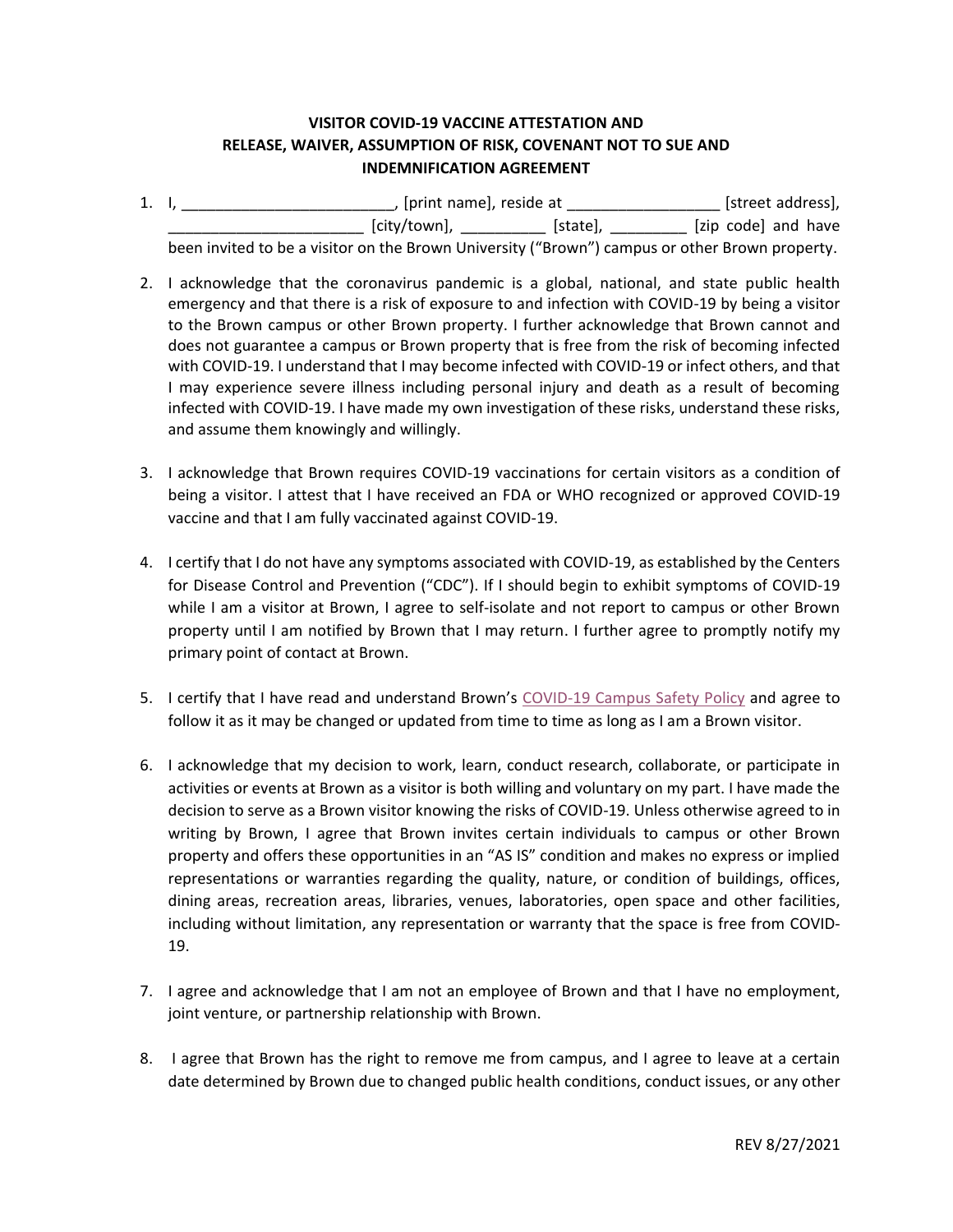**VISITOR COVID-19 VACCINE ATTESTATION AND RELEASE, WAIVER, ASSUMPTION OF RISK, COVENANT NOT TO SUE AND INDEMNIFICATION AGREEMENT**

1. I, _________________________, [print name], reside at __________________ [street address], _______________________ [city/town], __________ [state], _________ [zip code] and have been invited to be a visitor on the Brown University ("Brown") campus or other Brown property.

2. I acknowledge that the coronavirus pandemic is a global, national, and state public health emergency and that there is a risk of exposure to and infection with COVID-19 by being a visitor to the Brown campus or other Brown property. I further acknowledge that Brown cannot and does not guarantee a campus or Brown property that is free from the risk of becoming infected with COVID-19. I understand that I may become infected with COVID-19 or infect others, and that I may experience severe illness including personal injury and death as a result of becoming infected with COVID-19. I have made my own investigation of these risks, understand these risks, and assume them knowingly and willingly.

3. I acknowledge that Brown requires COVID-19 vaccinations for certain visitors as a condition of being a visitor. I attest that I have received an FDA or WHO recognized or approved COVID-19 vaccine and that I am fully vaccinated against COVID-19.

4. I certify that I do not have any symptoms associated with COVID-19, as established by the Centers for Disease Control and Prevention ("CDC"). If I should begin to exhibit symptoms of COVID-19 while I am a visitor at Brown, I agree to self-isolate and not report to campus or other Brown property until I am notified by Brown that I may return. I further agree to promptly notify my primary point of contact at Brown.

5. I certify that I have read and understand Brown's COVID-19 Campus Safety Policy and agree to follow it as it may be changed or updated from time to time as long as I am a Brown visitor.

6. I acknowledge that my decision to work, learn, conduct research, collaborate, or participate in activities or events at Brown as a visitor is both willing and voluntary on my part. I have made the decision to serve as a Brown visitor knowing the risks of COVID-19. Unless otherwise agreed to in writing by Brown, I agree that Brown invites certain individuals to campus or other Brown property and offers these opportunities in an "AS IS" condition and makes no express or implied representations or warranties regarding the quality, nature, or condition of buildings, offices, dining areas, recreation areas, libraries, venues, laboratories, open space and other facilities, including without limitation, any representation or warranty that the space is free from COVID-19.

7. I agree and acknowledge that I am not an employee of Brown and that I have no employment, joint venture, or partnership relationship with Brown.

8. I agree that Brown has the right to remove me from campus, and I agree to leave at a certain date determined by Brown due to changed public health conditions, conduct issues, or any other

REV 8/27/2021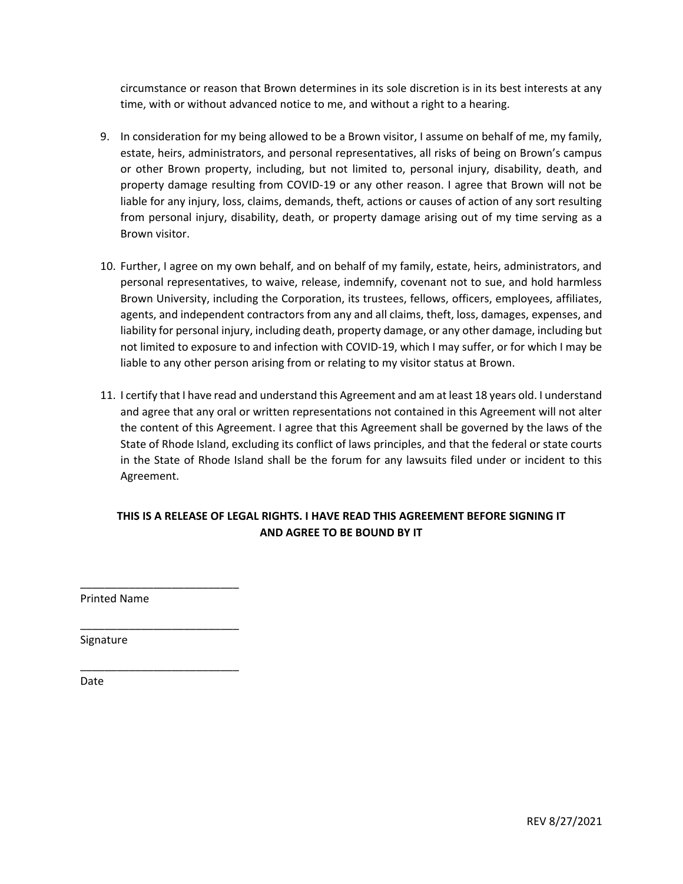circumstance or reason that Brown determines in its sole discretion is in its best interests at any time, with or without advanced notice to me, and without a right to a hearing.

9. In consideration for my being allowed to be a Brown visitor, I assume on behalf of me, my family, estate, heirs, administrators, and personal representatives, all risks of being on Brown's campus or other Brown property, including, but not limited to, personal injury, disability, death, and property damage resulting from COVID-19 or any other reason. I agree that Brown will not be liable for any injury, loss, claims, demands, theft, actions or causes of action of any sort resulting from personal injury, disability, death, or property damage arising out of my time serving as a Brown visitor.

10. Further, I agree on my own behalf, and on behalf of my family, estate, heirs, administrators, and personal representatives, to waive, release, indemnify, covenant not to sue, and hold harmless Brown University, including the Corporation, its trustees, fellows, officers, employees, affiliates, agents, and independent contractors from any and all claims, theft, loss, damages, expenses, and liability for personal injury, including death, property damage, or any other damage, including but not limited to exposure to and infection with COVID-19, which I may suffer, or for which I may be liable to any other person arising from or relating to my visitor status at Brown.

11. I certify that I have read and understand this Agreement and am at least 18 years old. I understand and agree that any oral or written representations not contained in this Agreement will not alter the content of this Agreement. I agree that this Agreement shall be governed by the laws of the State of Rhode Island, excluding its conflict of laws principles, and that the federal or state courts in the State of Rhode Island shall be the forum for any lawsuits filed under or incident to this Agreement.

**THIS IS A RELEASE OF LEGAL RIGHTS. I HAVE READ THIS AGREEMENT BEFORE SIGNING IT AND AGREE TO BE BOUND BY IT**

__________________________

Printed Name

__________________________

Signature

__________________________

Date

REV 8/27/2021